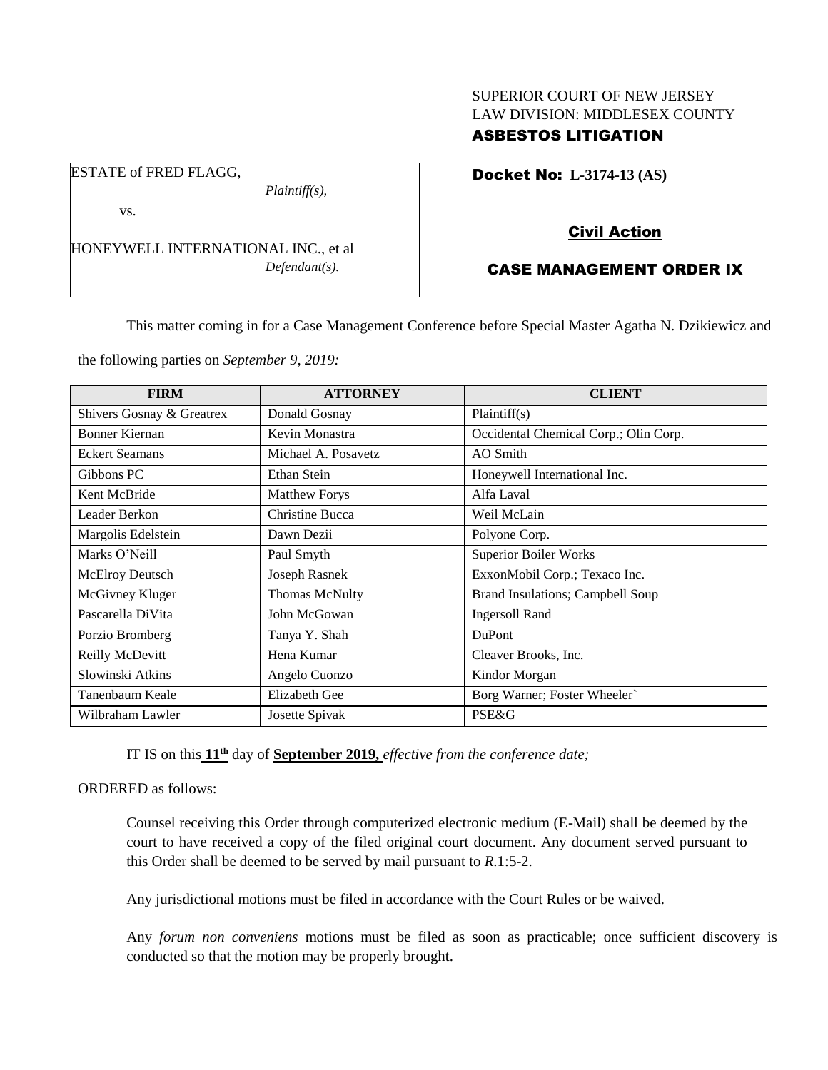SUPERIOR COURT OF NEW JERSEY
LAW DIVISION: MIDDLESEX COUNTY
**ASBESTOS LITIGATION**

ESTATE of FRED FLAGG,
*Plaintiff(s),*
vs.
HONEYWELL INTERNATIONAL INC., et al
*Defendant(s).*

**Docket No: L-3174-13 (AS)**

**Civil Action**

**CASE MANAGEMENT ORDER IX**

This matter coming in for a Case Management Conference before Special Master Agatha N. Dzikiewicz and the following parties on ***September 9, 2019:***

| FIRM | ATTORNEY | CLIENT |
|---|---|---|
| Shivers Gosnay & Greatrex | Donald Gosnay | Plaintiff(s) |
| Bonner Kiernan | Kevin Monastra | Occidental Chemical Corp.; Olin Corp. |
| Eckert Seamans | Michael A. Posavetz | AO Smith |
| Gibbons PC | Ethan Stein | Honeywell International Inc. |
| Kent McBride | Matthew Forys | Alfa Laval |
| Leader Berkon | Christine Bucca | Weil McLain |
| Margolis Edelstein | Dawn Dezii | Polyone Corp. |
| Marks O'Neill | Paul Smyth | Superior Boiler Works |
| McElroy Deutsch | Joseph Rasnek | ExxonMobil Corp.; Texaco Inc. |
| McGivney Kluger | Thomas McNulty | Brand Insulations; Campbell Soup |
| Pascarella DiVita | John McGowan | Ingersoll Rand |
| Porzio Bromberg | Tanya Y. Shah | DuPont |
| Reilly McDevitt | Hena Kumar | Cleaver Brooks, Inc. |
| Slowinski Atkins | Angelo Cuonzo | Kindor Morgan |
| Tanenbaum Keale | Elizabeth Gee | Borg Warner; Foster Wheeler` |
| Wilbraham Lawler | Josette Spivak | PSE&G |

IT IS on this **11th** day of **September 2019,** *effective from the conference date;*

ORDERED as follows:

Counsel receiving this Order through computerized electronic medium (E-Mail) shall be deemed by the court to have received a copy of the filed original court document. Any document served pursuant to this Order shall be deemed to be served by mail pursuant to *R*.1:5-2.

Any jurisdictional motions must be filed in accordance with the Court Rules or be waived.

Any *forum non conveniens* motions must be filed as soon as practicable; once sufficient discovery is conducted so that the motion may be properly brought.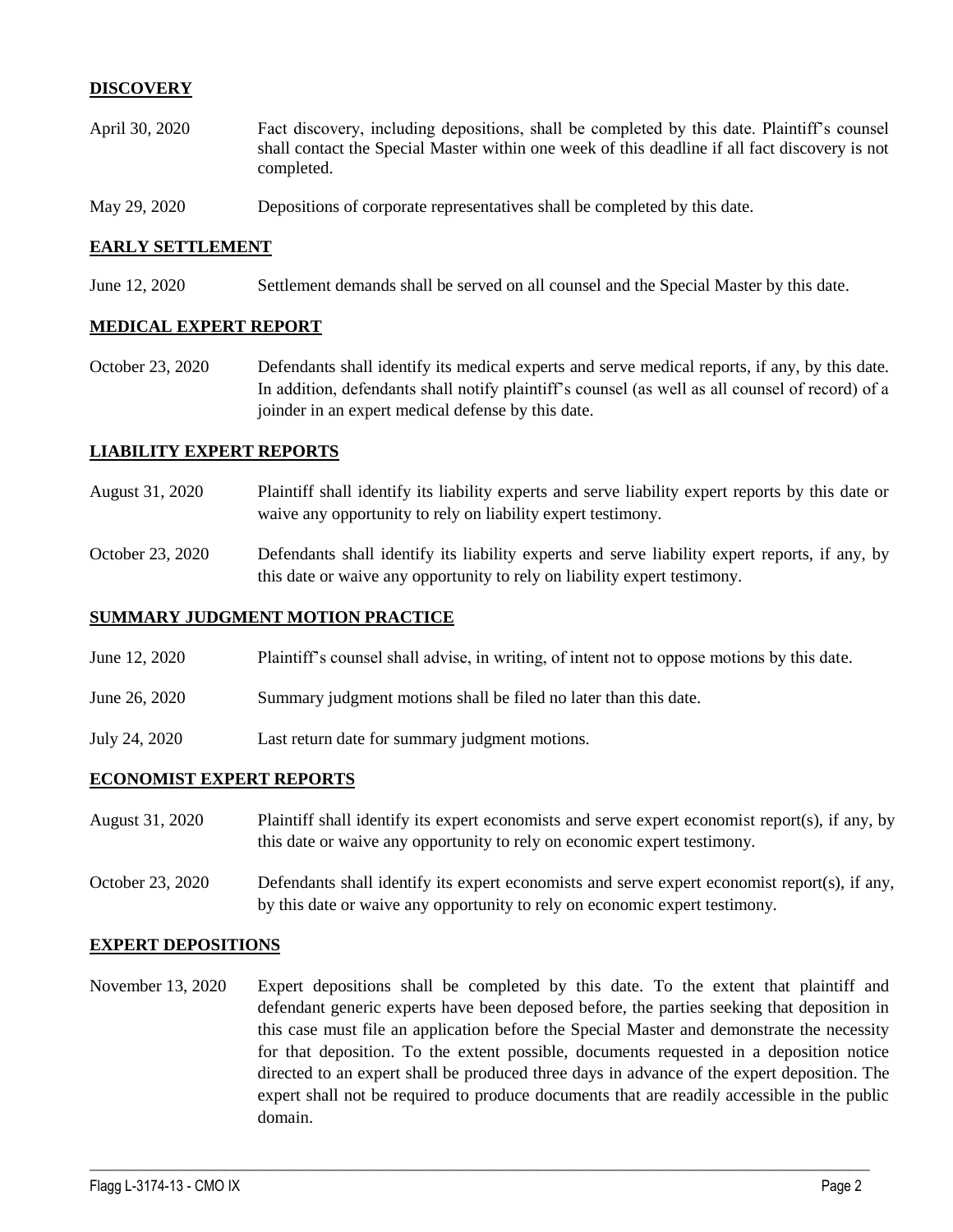## DISCOVERY

| | |
|---|---|
| April 30, 2020 | Fact discovery, including depositions, shall be completed by this date. Plaintiff's counsel shall contact the Special Master within one week of this deadline if all fact discovery is not completed. |
| May 29, 2020 | Depositions of corporate representatives shall be completed by this date. |

## EARLY SETTLEMENT

| | |
|---|---|
| June 12, 2020 | Settlement demands shall be served on all counsel and the Special Master by this date. |

## MEDICAL EXPERT REPORT

| | |
|---|---|
| October 23, 2020 | Defendants shall identify its medical experts and serve medical reports, if any, by this date. In addition, defendants shall notify plaintiff's counsel (as well as all counsel of record) of a joinder in an expert medical defense by this date. |

## LIABILITY EXPERT REPORTS

| | |
|---|---|
| August 31, 2020 | Plaintiff shall identify its liability experts and serve liability expert reports by this date or waive any opportunity to rely on liability expert testimony. |
| October 23, 2020 | Defendants shall identify its liability experts and serve liability expert reports, if any, by this date or waive any opportunity to rely on liability expert testimony. |

## SUMMARY JUDGMENT MOTION PRACTICE

| | |
|---|---|
| June 12, 2020 | Plaintiff's counsel shall advise, in writing, of intent not to oppose motions by this date. |
| June 26, 2020 | Summary judgment motions shall be filed no later than this date. |
| July 24, 2020 | Last return date for summary judgment motions. |

## ECONOMIST EXPERT REPORTS

| | |
|---|---|
| August 31, 2020 | Plaintiff shall identify its expert economists and serve expert economist report(s), if any, by this date or waive any opportunity to rely on economic expert testimony. |
| October 23, 2020 | Defendants shall identify its expert economists and serve expert economist report(s), if any, by this date or waive any opportunity to rely on economic expert testimony. |

## EXPERT DEPOSITIONS

| | |
|---|---|
| November 13, 2020 | Expert depositions shall be completed by this date. To the extent that plaintiff and defendant generic experts have been deposed before, the parties seeking that deposition in this case must file an application before the Special Master and demonstrate the necessity for that deposition. To the extent possible, documents requested in a deposition notice directed to an expert shall be produced three days in advance of the expert deposition. The expert shall not be required to produce documents that are readily accessible in the public domain. |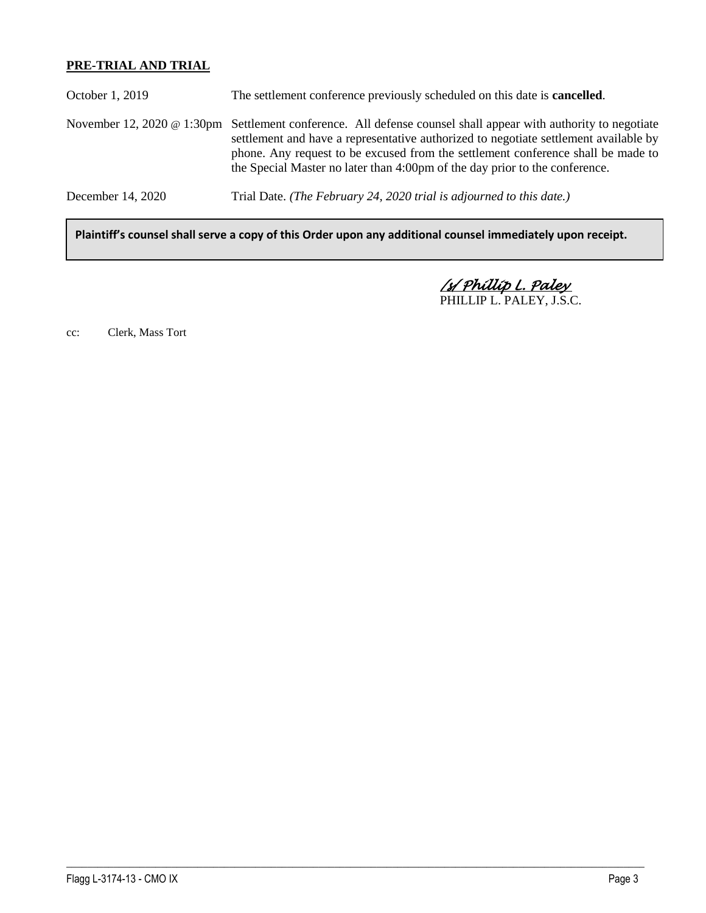**PRE-TRIAL AND TRIAL**

| | |
|---|---|
| October 1, 2019 | The settlement conference previously scheduled on this date is **cancelled**. |
| November 12, 2020 @ 1:30pm | Settlement conference. All defense counsel shall appear with authority to negotiate settlement and have a representative authorized to negotiate settlement available by phone. Any request to be excused from the settlement conference shall be made to the Special Master no later than 4:00pm of the day prior to the conference. |
| December 14, 2020 | Trial Date. *(The February 24, 2020 trial is adjourned to this date.)* |

**Plaintiff's counsel shall serve a copy of this Order upon any additional counsel immediately upon receipt.**

*/s/ Phillip L. Paley*
PHILLIP L. PALEY, J.S.C.

cc: Clerk, Mass Tort